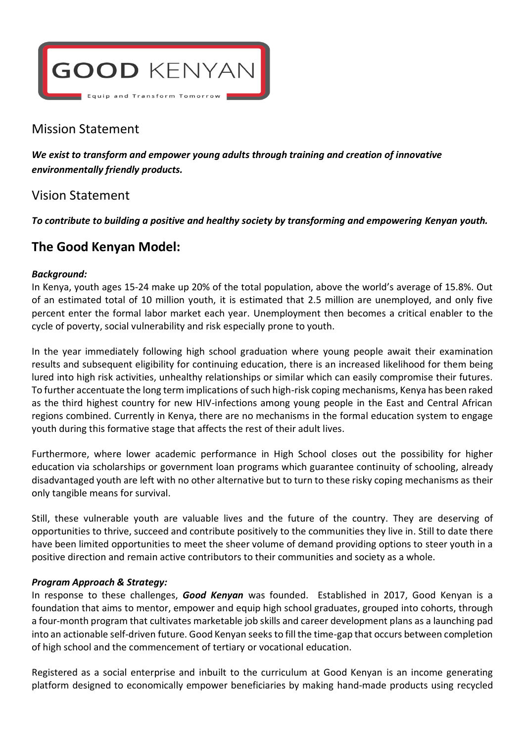GOOD KENYAN

Equip and Transform Tomorrow

## Mission Statement

***We exist to transform and empower young adults through training and creation of innovative environmentally friendly products.***

## Vision Statement

***To contribute to building a positive and healthy society by transforming and empowering Kenyan youth.***

## The Good Kenyan Model:

***Background:***

In Kenya, youth ages 15-24 make up 20% of the total population, above the world's average of 15.8%. Out of an estimated total of 10 million youth, it is estimated that 2.5 million are unemployed, and only five percent enter the formal labor market each year. Unemployment then becomes a critical enabler to the cycle of poverty, social vulnerability and risk especially prone to youth.

In the year immediately following high school graduation where young people await their examination results and subsequent eligibility for continuing education, there is an increased likelihood for them being lured into high risk activities, unhealthy relationships or similar which can easily compromise their futures. To further accentuate the long term implications of such high-risk coping mechanisms, Kenya has been raked as the third highest country for new HIV-infections among young people in the East and Central African regions combined. Currently in Kenya, there are no mechanisms in the formal education system to engage youth during this formative stage that affects the rest of their adult lives.

Furthermore, where lower academic performance in High School closes out the possibility for higher education via scholarships or government loan programs which guarantee continuity of schooling, already disadvantaged youth are left with no other alternative but to turn to these risky coping mechanisms as their only tangible means for survival.

Still, these vulnerable youth are valuable lives and the future of the country. They are deserving of opportunities to thrive, succeed and contribute positively to the communities they live in. Still to date there have been limited opportunities to meet the sheer volume of demand providing options to steer youth in a positive direction and remain active contributors to their communities and society as a whole.

***Program Approach & Strategy:***

In response to these challenges, ***Good Kenyan*** was founded. Established in 2017, Good Kenyan is a foundation that aims to mentor, empower and equip high school graduates, grouped into cohorts, through a four-month program that cultivates marketable job skills and career development plans as a launching pad into an actionable self-driven future. Good Kenyan seeks to fill the time-gap that occurs between completion of high school and the commencement of tertiary or vocational education.

Registered as a social enterprise and inbuilt to the curriculum at Good Kenyan is an income generating platform designed to economically empower beneficiaries by making hand-made products using recycled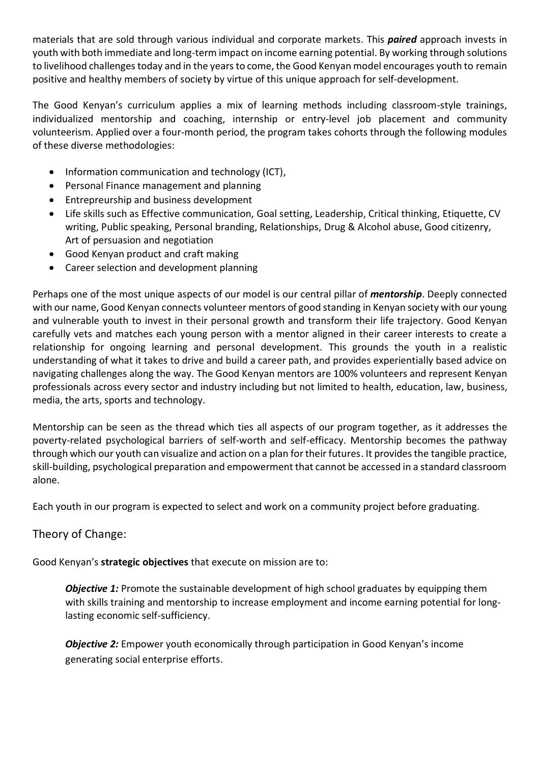materials that are sold through various individual and corporate markets. This ***paired*** approach invests in youth with both immediate and long-term impact on income earning potential. By working through solutions to livelihood challenges today and in the years to come, the Good Kenyan model encourages youth to remain positive and healthy members of society by virtue of this unique approach for self-development.

The Good Kenyan's curriculum applies a mix of learning methods including classroom-style trainings, individualized mentorship and coaching, internship or entry-level job placement and community volunteerism. Applied over a four-month period, the program takes cohorts through the following modules of these diverse methodologies:

- Information communication and technology (ICT),
- Personal Finance management and planning
- Entrepreurship and business development
- Life skills such as Effective communication, Goal setting, Leadership, Critical thinking, Etiquette, CV writing, Public speaking, Personal branding, Relationships, Drug & Alcohol abuse, Good citizenry, Art of persuasion and negotiation
- Good Kenyan product and craft making
- Career selection and development planning

Perhaps one of the most unique aspects of our model is our central pillar of ***mentorship***. Deeply connected with our name, Good Kenyan connects volunteer mentors of good standing in Kenyan society with our young and vulnerable youth to invest in their personal growth and transform their life trajectory. Good Kenyan carefully vets and matches each young person with a mentor aligned in their career interests to create a relationship for ongoing learning and personal development. This grounds the youth in a realistic understanding of what it takes to drive and build a career path, and provides experientially based advice on navigating challenges along the way. The Good Kenyan mentors are 100% volunteers and represent Kenyan professionals across every sector and industry including but not limited to health, education, law, business, media, the arts, sports and technology.

Mentorship can be seen as the thread which ties all aspects of our program together, as it addresses the poverty-related psychological barriers of self-worth and self-efficacy. Mentorship becomes the pathway through which our youth can visualize and action on a plan for their futures. It provides the tangible practice, skill-building, psychological preparation and empowerment that cannot be accessed in a standard classroom alone.

Each youth in our program is expected to select and work on a community project before graduating.

## Theory of Change:

Good Kenyan's **strategic objectives** that execute on mission are to:

> ***Objective 1:*** Promote the sustainable development of high school graduates by equipping them with skills training and mentorship to increase employment and income earning potential for long-lasting economic self-sufficiency.
>
> ***Objective 2:*** Empower youth economically through participation in Good Kenyan's income generating social enterprise efforts.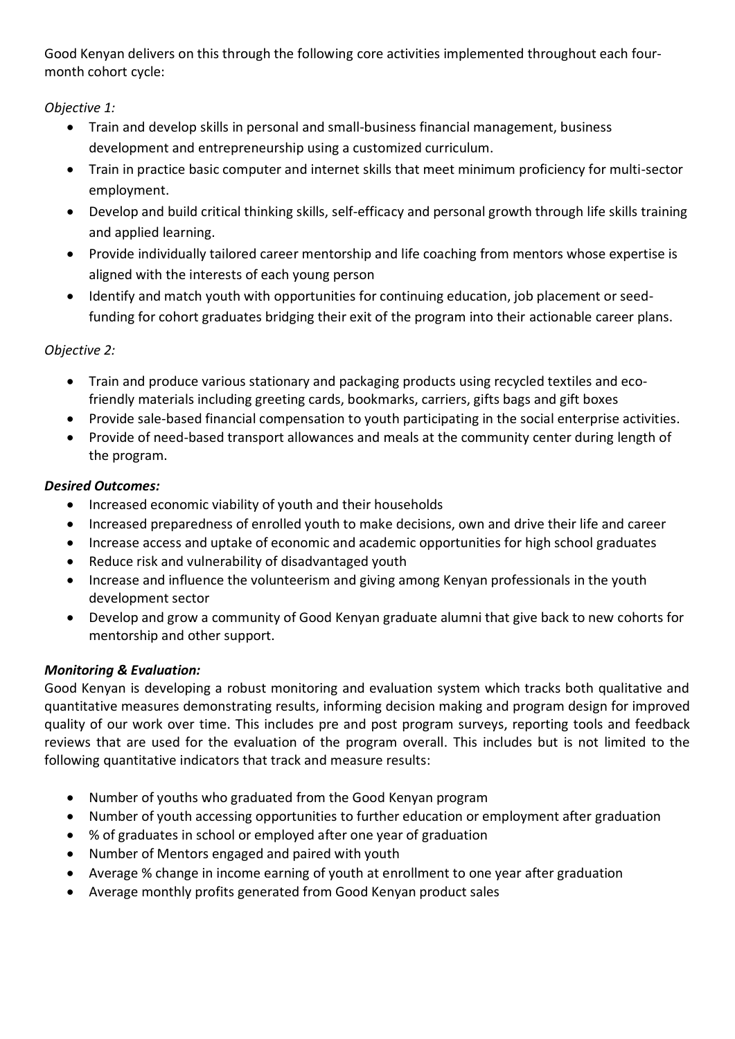Good Kenyan delivers on this through the following core activities implemented throughout each four-month cohort cycle:

*Objective 1:*

- Train and develop skills in personal and small-business financial management, business development and entrepreneurship using a customized curriculum.
- Train in practice basic computer and internet skills that meet minimum proficiency for multi-sector employment.
- Develop and build critical thinking skills, self-efficacy and personal growth through life skills training and applied learning.
- Provide individually tailored career mentorship and life coaching from mentors whose expertise is aligned with the interests of each young person
- Identify and match youth with opportunities for continuing education, job placement or seed-funding for cohort graduates bridging their exit of the program into their actionable career plans.

*Objective 2:*

- Train and produce various stationary and packaging products using recycled textiles and eco-friendly materials including greeting cards, bookmarks, carriers, gifts bags and gift boxes
- Provide sale-based financial compensation to youth participating in the social enterprise activities.
- Provide of need-based transport allowances and meals at the community center during length of the program.

***Desired Outcomes:***

- Increased economic viability of youth and their households
- Increased preparedness of enrolled youth to make decisions, own and drive their life and career
- Increase access and uptake of economic and academic opportunities for high school graduates
- Reduce risk and vulnerability of disadvantaged youth
- Increase and influence the volunteerism and giving among Kenyan professionals in the youth development sector
- Develop and grow a community of Good Kenyan graduate alumni that give back to new cohorts for mentorship and other support.

***Monitoring & Evaluation:***

Good Kenyan is developing a robust monitoring and evaluation system which tracks both qualitative and quantitative measures demonstrating results, informing decision making and program design for improved quality of our work over time. This includes pre and post program surveys, reporting tools and feedback reviews that are used for the evaluation of the program overall. This includes but is not limited to the following quantitative indicators that track and measure results:

- Number of youths who graduated from the Good Kenyan program
- Number of youth accessing opportunities to further education or employment after graduation
- % of graduates in school or employed after one year of graduation
- Number of Mentors engaged and paired with youth
- Average % change in income earning of youth at enrollment to one year after graduation
- Average monthly profits generated from Good Kenyan product sales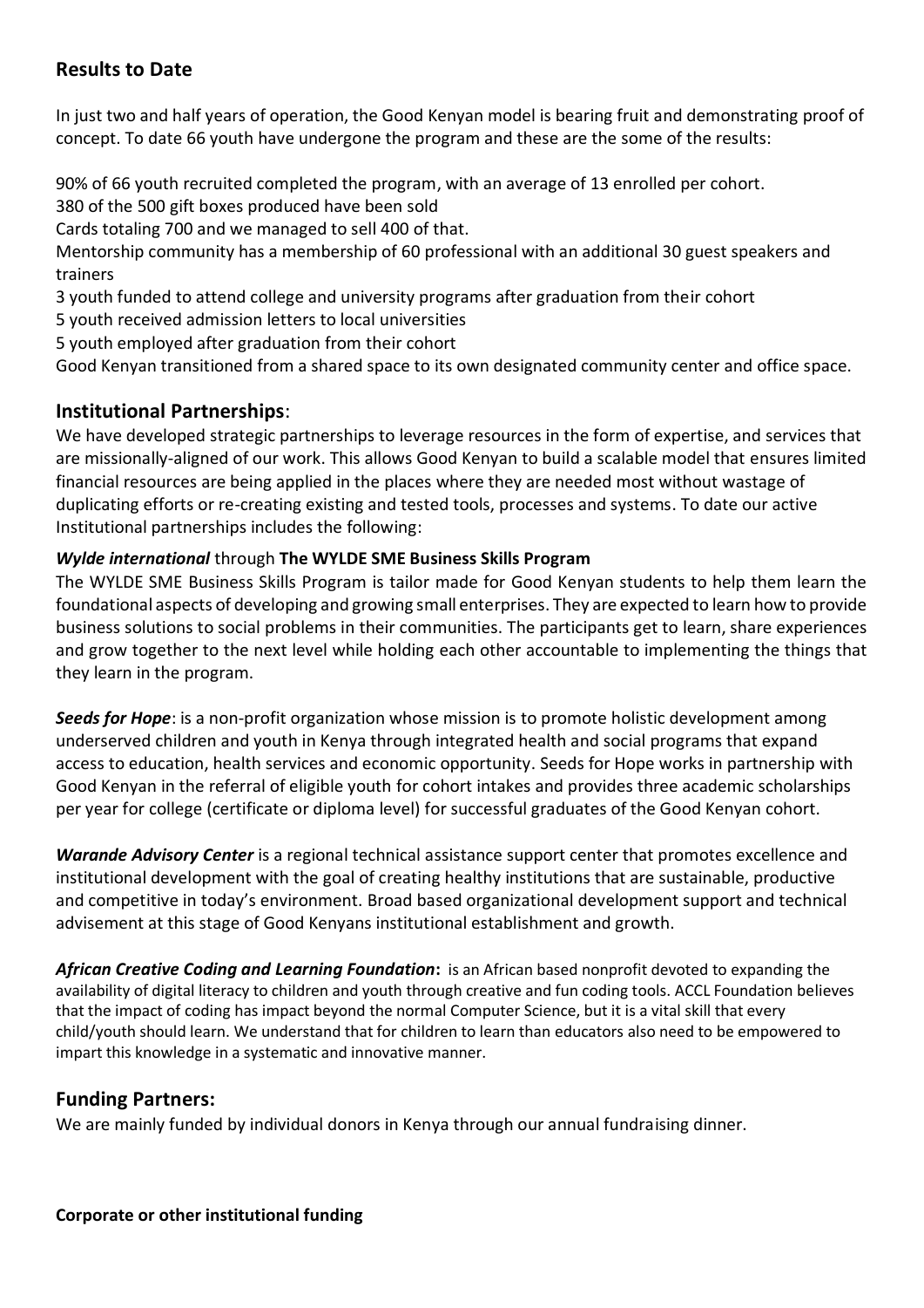## Results to Date

In just two and half years of operation, the Good Kenyan model is bearing fruit and demonstrating proof of concept. To date 66 youth have undergone the program and these are the some of the results:

90% of 66 youth recruited completed the program, with an average of 13 enrolled per cohort.
380 of the 500 gift boxes produced have been sold
Cards totaling 700 and we managed to sell 400 of that.
Mentorship community has a membership of 60 professional with an additional 30 guest speakers and trainers
3 youth funded to attend college and university programs after graduation from their cohort
5 youth received admission letters to local universities
5 youth employed after graduation from their cohort
Good Kenyan transitioned from a shared space to its own designated community center and office space.

## Institutional Partnerships:

We have developed strategic partnerships to leverage resources in the form of expertise, and services that are missionally-aligned of our work. This allows Good Kenyan to build a scalable model that ensures limited financial resources are being applied in the places where they are needed most without wastage of duplicating efforts or re-creating existing and tested tools, processes and systems. To date our active Institutional partnerships includes the following:

***Wylde international*** **through The WYLDE SME Business Skills Program**

The WYLDE SME Business Skills Program is tailor made for Good Kenyan students to help them learn the foundational aspects of developing and growing small enterprises. They are expected to learn how to provide business solutions to social problems in their communities. The participants get to learn, share experiences and grow together to the next level while holding each other accountable to implementing the things that they learn in the program.

***Seeds for Hope***: is a non-profit organization whose mission is to promote holistic development among underserved children and youth in Kenya through integrated health and social programs that expand access to education, health services and economic opportunity. Seeds for Hope works in partnership with Good Kenyan in the referral of eligible youth for cohort intakes and provides three academic scholarships per year for college (certificate or diploma level) for successful graduates of the Good Kenyan cohort.

***Warande Advisory Center*** is a regional technical assistance support center that promotes excellence and institutional development with the goal of creating healthy institutions that are sustainable, productive and competitive in today's environment. Broad based organizational development support and technical advisement at this stage of Good Kenyans institutional establishment and growth.

***African Creative Coding and Learning Foundation*:** is an African based nonprofit devoted to expanding the availability of digital literacy to children and youth through creative and fun coding tools. ACCL Foundation believes that the impact of coding has impact beyond the normal Computer Science, but it is a vital skill that every child/youth should learn. We understand that for children to learn than educators also need to be empowered to impart this knowledge in a systematic and innovative manner.

## Funding Partners:

We are mainly funded by individual donors in Kenya through our annual fundraising dinner.

**Corporate or other institutional funding**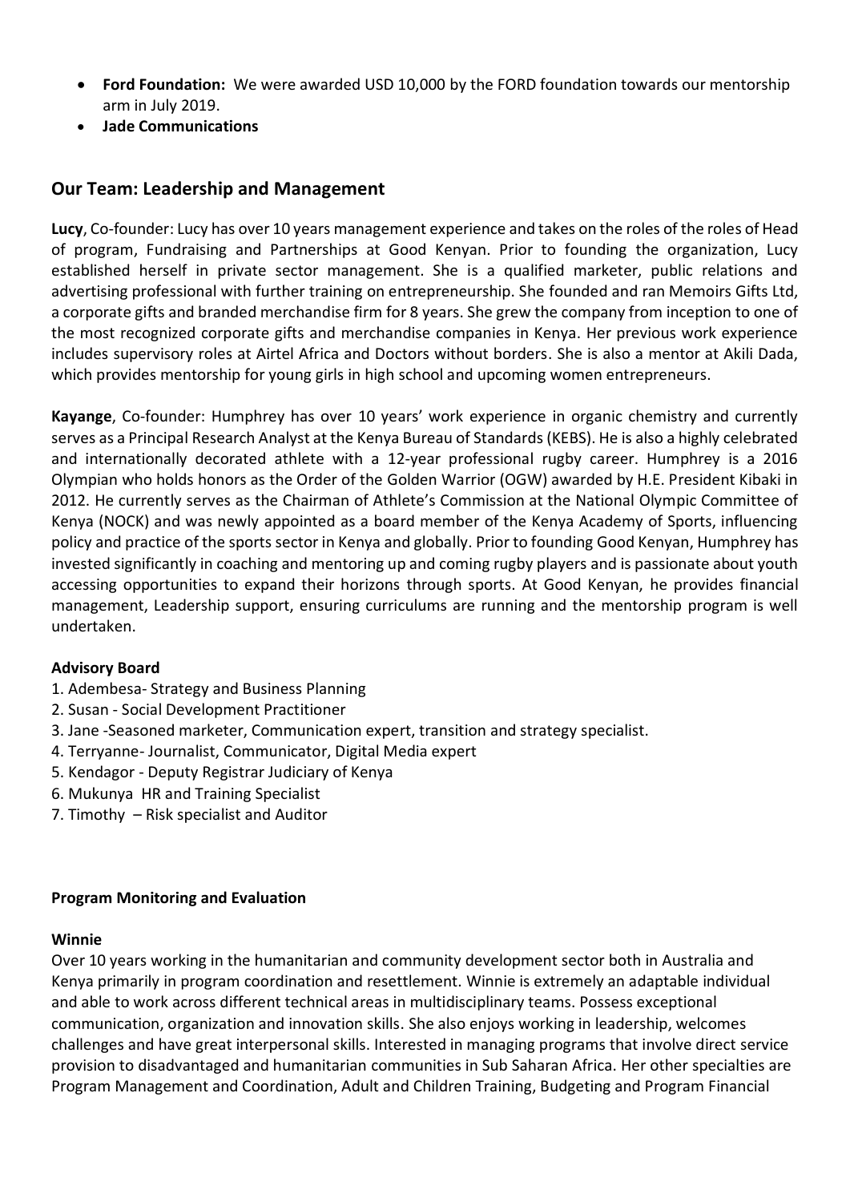- **Ford Foundation:** We were awarded USD 10,000 by the FORD foundation towards our mentorship arm in July 2019.
- **Jade Communications**

## Our Team: Leadership and Management

**Lucy**, Co-founder: Lucy has over 10 years management experience and takes on the roles of the roles of Head of program, Fundraising and Partnerships at Good Kenyan. Prior to founding the organization, Lucy established herself in private sector management. She is a qualified marketer, public relations and advertising professional with further training on entrepreneurship. She founded and ran Memoirs Gifts Ltd, a corporate gifts and branded merchandise firm for 8 years. She grew the company from inception to one of the most recognized corporate gifts and merchandise companies in Kenya. Her previous work experience includes supervisory roles at Airtel Africa and Doctors without borders. She is also a mentor at Akili Dada, which provides mentorship for young girls in high school and upcoming women entrepreneurs.

**Kayange**, Co-founder: Humphrey has over 10 years' work experience in organic chemistry and currently serves as a Principal Research Analyst at the Kenya Bureau of Standards (KEBS). He is also a highly celebrated and internationally decorated athlete with a 12-year professional rugby career. Humphrey is a 2016 Olympian who holds honors as the Order of the Golden Warrior (OGW) awarded by H.E. President Kibaki in 2012. He currently serves as the Chairman of Athlete's Commission at the National Olympic Committee of Kenya (NOCK) and was newly appointed as a board member of the Kenya Academy of Sports, influencing policy and practice of the sports sector in Kenya and globally. Prior to founding Good Kenyan, Humphrey has invested significantly in coaching and mentoring up and coming rugby players and is passionate about youth accessing opportunities to expand their horizons through sports. At Good Kenyan, he provides financial management, Leadership support, ensuring curriculums are running and the mentorship program is well undertaken.

**Advisory Board**

1. Adembesa- Strategy and Business Planning
2. Susan - Social Development Practitioner
3. Jane -Seasoned marketer, Communication expert, transition and strategy specialist.
4. Terryanne- Journalist, Communicator, Digital Media expert
5. Kendagor - Deputy Registrar Judiciary of Kenya
6. Mukunya HR and Training Specialist
7. Timothy – Risk specialist and Auditor

**Program Monitoring and Evaluation**

**Winnie**

Over 10 years working in the humanitarian and community development sector both in Australia and Kenya primarily in program coordination and resettlement. Winnie is extremely an adaptable individual and able to work across different technical areas in multidisciplinary teams. Possess exceptional communication, organization and innovation skills. She also enjoys working in leadership, welcomes challenges and have great interpersonal skills. Interested in managing programs that involve direct service provision to disadvantaged and humanitarian communities in Sub Saharan Africa. Her other specialties are Program Management and Coordination, Adult and Children Training, Budgeting and Program Financial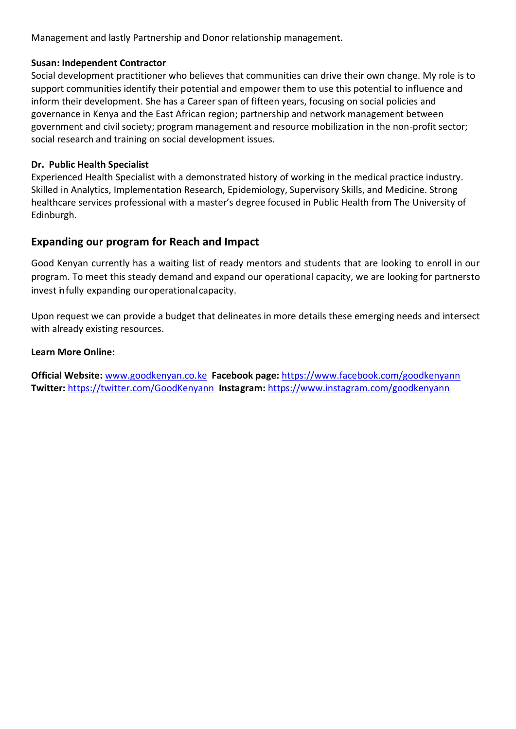Management and lastly Partnership and Donor relationship management.

**Susan: Independent Contractor**

Social development practitioner who believes that communities can drive their own change. My role is to support communities identify their potential and empower them to use this potential to influence and inform their development. She has a Career span of fifteen years, focusing on social policies and governance in Kenya and the East African region; partnership and network management between government and civil society; program management and resource mobilization in the non-profit sector; social research and training on social development issues.

**Dr. Public Health Specialist**

Experienced Health Specialist with a demonstrated history of working in the medical practice industry. Skilled in Analytics, Implementation Research, Epidemiology, Supervisory Skills, and Medicine. Strong healthcare services professional with a master's degree focused in Public Health from The University of Edinburgh.

## Expanding our program for Reach and Impact

Good Kenyan currently has a waiting list of ready mentors and students that are looking to enroll in our program. To meet this steady demand and expand our operational capacity, we are looking for partners to invest in fully expanding our operational capacity.

Upon request we can provide a budget that delineates in more details these emerging needs and intersect with already existing resources.

**Learn More Online:**

**Official Website:** www.goodkenyan.co.ke **Facebook page:** https://www.facebook.com/goodkenyann
**Twitter:** https://twitter.com/GoodKenyann **Instagram:** https://www.instagram.com/goodkenyann